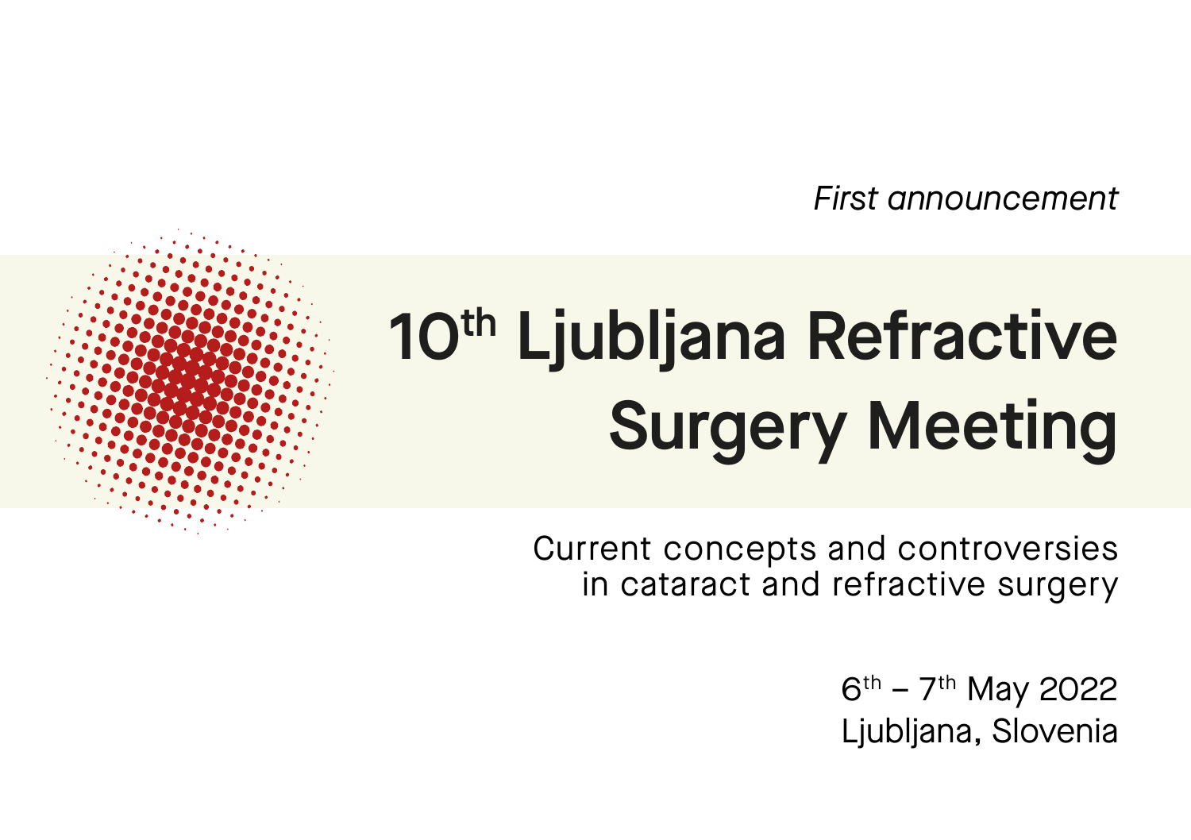*First announcement*

# 10th Ljubljana Refractive Surgery Meeting

Current concepts and controversies in cataract and refractive surgery

6th – 7th May 2022
Ljubljana, Slovenia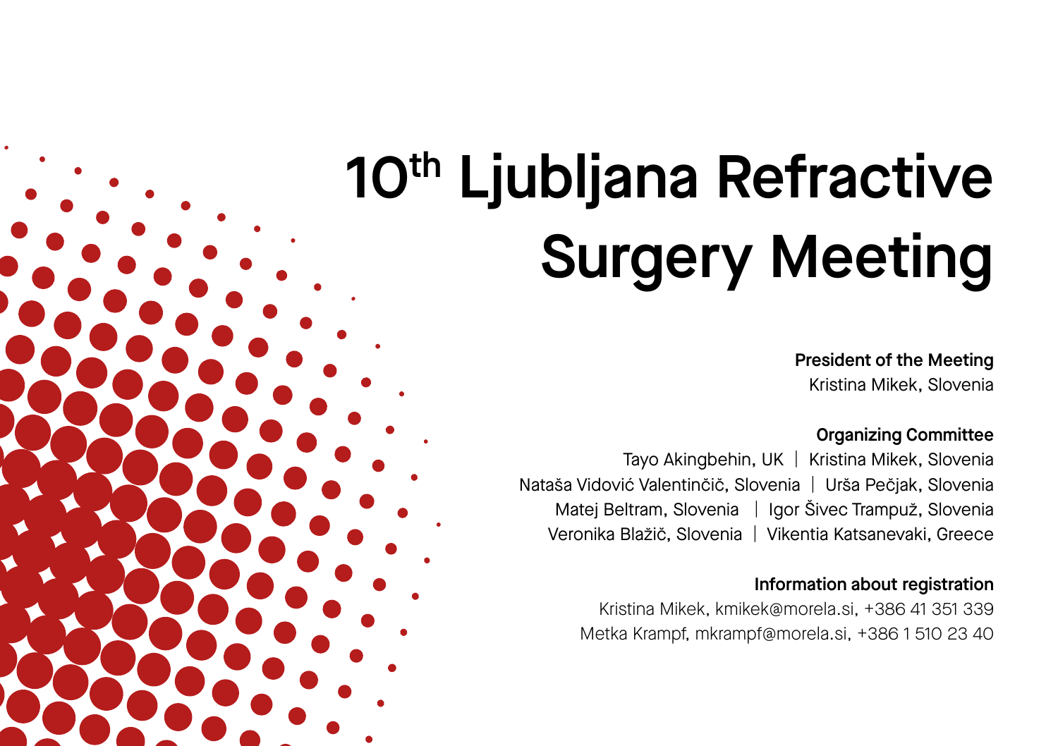# 10th Ljubljana Refractive Surgery Meeting

**President of the Meeting**
Kristina Mikek, Slovenia

**Organizing Committee**
Tayo Akingbehin, UK | Kristina Mikek, Slovenia
Nataša Vidović Valentinčič, Slovenia | Urša Pečjak, Slovenia
Matej Beltram, Slovenia | Igor Šivec Trampuž, Slovenia
Veronika Blažič, Slovenia | Vikentia Katsanevaki, Greece

**Information about registration**
Kristina Mikek, kmikek@morela.si, +386 41 351 339
Metka Krampf, mkrampf@morela.si, +386 1 510 23 40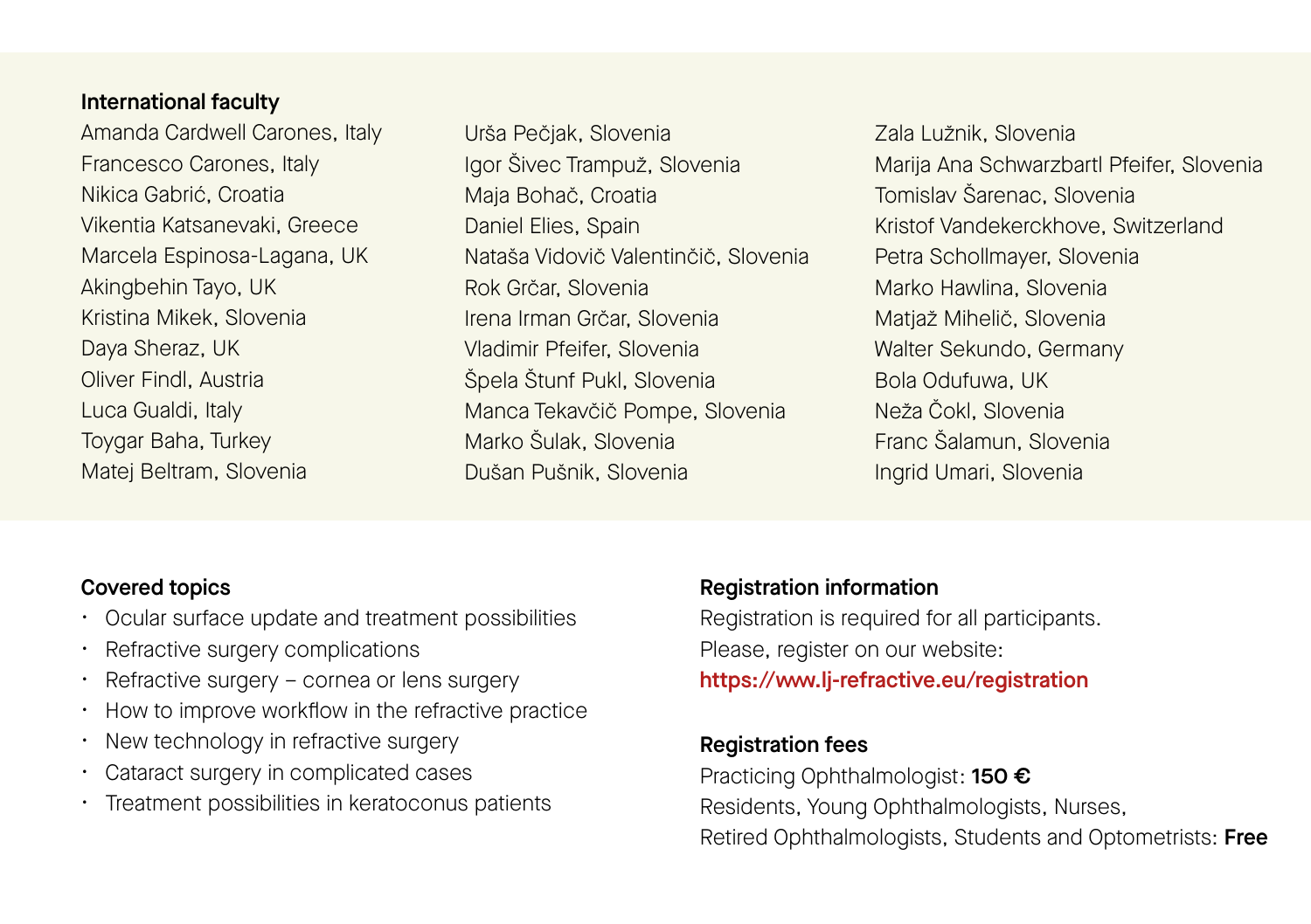## International faculty

Amanda Cardwell Carones, Italy
Francesco Carones, Italy
Nikica Gabrić, Croatia
Vikentia Katsanevaki, Greece
Marcela Espinosa-Lagana, UK
Akingbehin Tayo, UK
Kristina Mikek, Slovenia
Daya Sheraz, UK
Oliver Findl, Austria
Luca Gualdi, Italy
Toygar Baha, Turkey
Matej Beltram, Slovenia
Urša Pečjak, Slovenia
Igor Šivec Trampuž, Slovenia
Maja Bohač, Croatia
Daniel Elies, Spain
Nataša Vidovič Valentinčič, Slovenia
Rok Grčar, Slovenia
Irena Irman Grčar, Slovenia
Vladimir Pfeifer, Slovenia
Špela Štunf Pukl, Slovenia
Manca Tekavčič Pompe, Slovenia
Marko Šulak, Slovenia
Dušan Pušnik, Slovenia
Zala Lužnik, Slovenia
Marija Ana Schwarzbartl Pfeifer, Slovenia
Tomislav Šarenac, Slovenia
Kristof Vandekerckhove, Switzerland
Petra Schollmayer, Slovenia
Marko Hawlina, Slovenia
Matjaž Mihelič, Slovenia
Walter Sekundo, Germany
Bola Odufuwa, UK
Neža Čokl, Slovenia
Franc Šalamun, Slovenia
Ingrid Umari, Slovenia

## Covered topics

- Ocular surface update and treatment possibilities
- Refractive surgery complications
- Refractive surgery – cornea or lens surgery
- How to improve workflow in the refractive practice
- New technology in refractive surgery
- Cataract surgery in complicated cases
- Treatment possibilities in keratoconus patients

## Registration information

Registration is required for all participants.
Please, register on our website:
**https://www.lj-refractive.eu/registration**

## Registration fees

Practicing Ophthalmologist: **150 €**
Residents, Young Ophthalmologists, Nurses,
Retired Ophthalmologists, Students and Optometrists: **Free**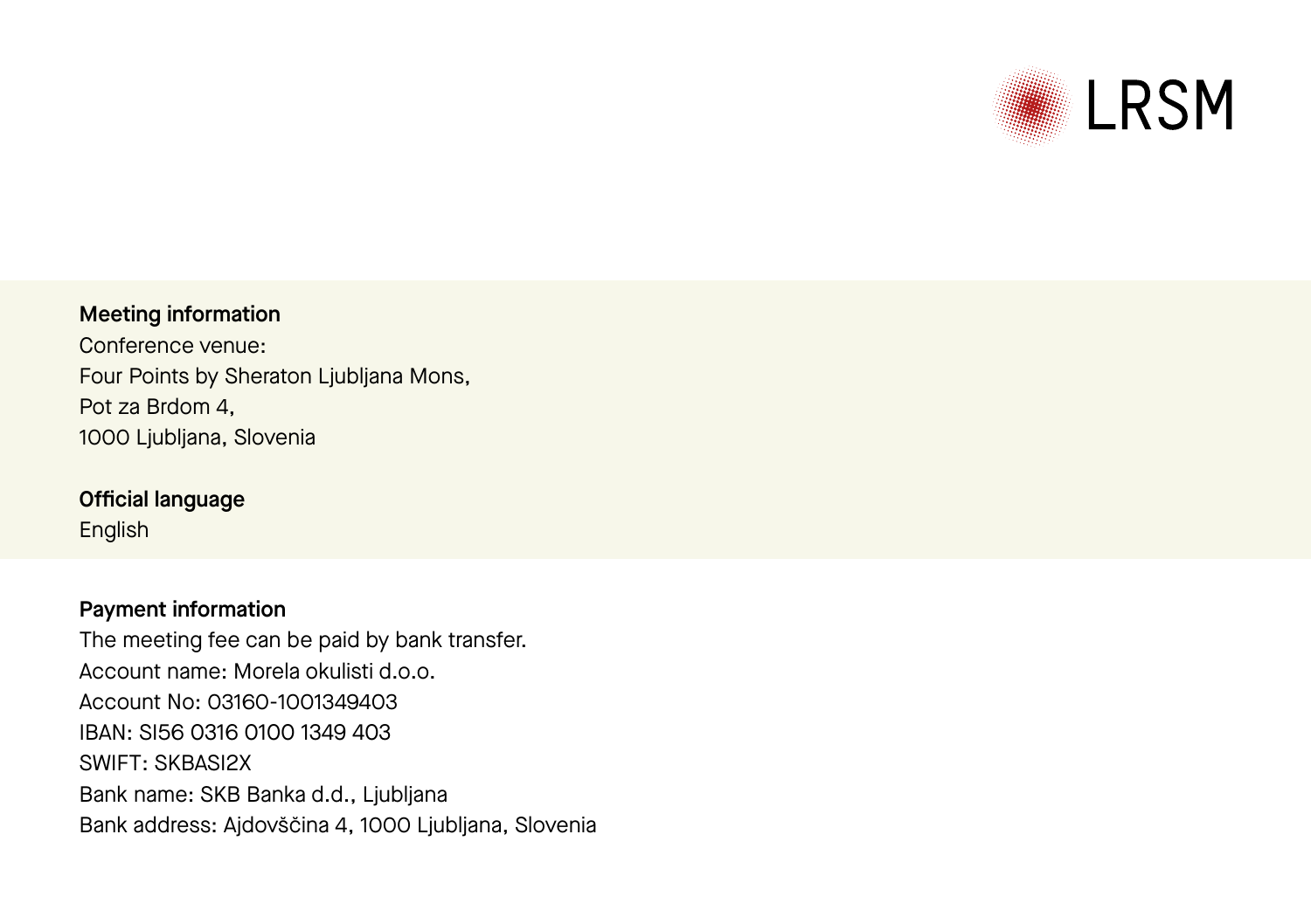LRSM

**Meeting information**

Conference venue:
Four Points by Sheraton Ljubljana Mons,
Pot za Brdom 4,
1000 Ljubljana, Slovenia

**Official language**

English

**Payment information**

The meeting fee can be paid by bank transfer.
Account name: Morela okulisti d.o.o.
Account No: 03160-1001349403
IBAN: SI56 0316 0100 1349 403
SWIFT: SKBASI2X
Bank name: SKB Banka d.d., Ljubljana
Bank address: Ajdovščina 4, 1000 Ljubljana, Slovenia